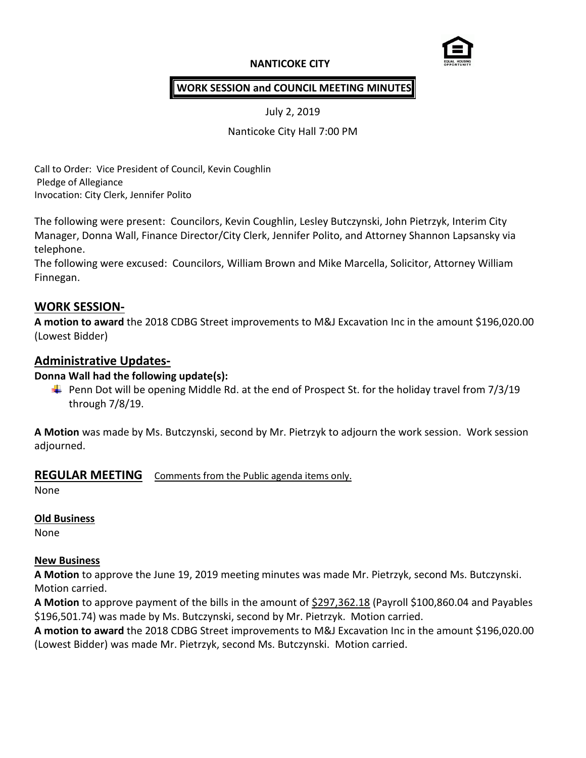**NANTICOKE CITY**

**WORK SESSION and COUNCIL MEETING MINUTES**

July 2, 2019

Nanticoke City Hall 7:00 PM

Call to Order: Vice President of Council, Kevin Coughlin
Pledge of Allegiance
Invocation: City Clerk, Jennifer Polito

The following were present: Councilors, Kevin Coughlin, Lesley Butczynski, John Pietrzyk, Interim City Manager, Donna Wall, Finance Director/City Clerk, Jennifer Polito, and Attorney Shannon Lapsansky via telephone.
The following were excused: Councilors, William Brown and Mike Marcella, Solicitor, Attorney William Finnegan.

## WORK SESSION-

**A motion to award** the 2018 CDBG Street improvements to M&J Excavation Inc in the amount $196,020.00 (Lowest Bidder)

## Administrative Updates-

**Donna Wall had the following update(s):**

- Penn Dot will be opening Middle Rd. at the end of Prospect St. for the holiday travel from 7/3/19 through 7/8/19.

**A Motion** was made by Ms. Butczynski, second by Mr. Pietrzyk to adjourn the work session. Work session adjourned.

## REGULAR MEETING Comments from the Public agenda items only.

None

**Old Business**

None

**New Business**

**A Motion** to approve the June 19, 2019 meeting minutes was made Mr. Pietrzyk, second Ms. Butczynski. Motion carried.

**A Motion** to approve payment of the bills in the amount of $297,362.18 (Payroll $100,860.04 and Payables $196,501.74) was made by Ms. Butczynski, second by Mr. Pietrzyk. Motion carried.

**A motion to award** the 2018 CDBG Street improvements to M&J Excavation Inc in the amount $196,020.00 (Lowest Bidder) was made Mr. Pietrzyk, second Ms. Butczynski. Motion carried.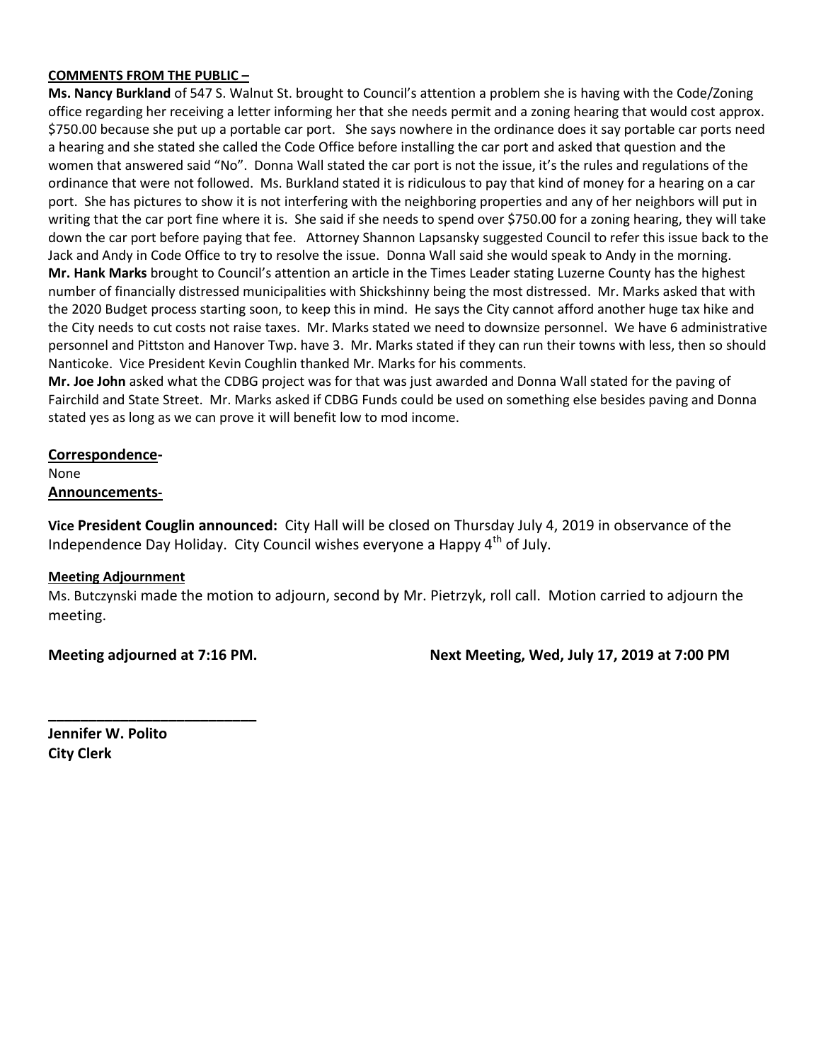**COMMENTS FROM THE PUBLIC –**

**Ms. Nancy Burkland** of 547 S. Walnut St. brought to Council's attention a problem she is having with the Code/Zoning office regarding her receiving a letter informing her that she needs permit and a zoning hearing that would cost approx. $750.00 because she put up a portable car port. She says nowhere in the ordinance does it say portable car ports need a hearing and she stated she called the Code Office before installing the car port and asked that question and the women that answered said "No". Donna Wall stated the car port is not the issue, it's the rules and regulations of the ordinance that were not followed. Ms. Burkland stated it is ridiculous to pay that kind of money for a hearing on a car port. She has pictures to show it is not interfering with the neighboring properties and any of her neighbors will put in writing that the car port fine where it is. She said if she needs to spend over $750.00 for a zoning hearing, they will take down the car port before paying that fee. Attorney Shannon Lapsansky suggested Council to refer this issue back to the Jack and Andy in Code Office to try to resolve the issue. Donna Wall said she would speak to Andy in the morning.

**Mr. Hank Marks** brought to Council's attention an article in the Times Leader stating Luzerne County has the highest number of financially distressed municipalities with Shickshinny being the most distressed. Mr. Marks asked that with the 2020 Budget process starting soon, to keep this in mind. He says the City cannot afford another huge tax hike and the City needs to cut costs not raise taxes. Mr. Marks stated we need to downsize personnel. We have 6 administrative personnel and Pittston and Hanover Twp. have 3. Mr. Marks stated if they can run their towns with less, then so should Nanticoke. Vice President Kevin Coughlin thanked Mr. Marks for his comments.

**Mr. Joe John** asked what the CDBG project was for that was just awarded and Donna Wall stated for the paving of Fairchild and State Street. Mr. Marks asked if CDBG Funds could be used on something else besides paving and Donna stated yes as long as we can prove it will benefit low to mod income.

**Correspondence-**

None

**Announcements-**

**Vice President Couglin announced:** City Hall will be closed on Thursday July 4, 2019 in observance of the Independence Day Holiday. City Council wishes everyone a Happy 4th of July.

**Meeting Adjournment**

Ms. Butczynski made the motion to adjourn, second by Mr. Pietrzyk, roll call. Motion carried to adjourn the meeting.

**Meeting adjourned at 7:16 PM.** **Next Meeting, Wed, July 17, 2019 at 7:00 PM**

___________________________

**Jennifer W. Polito**
**City Clerk**